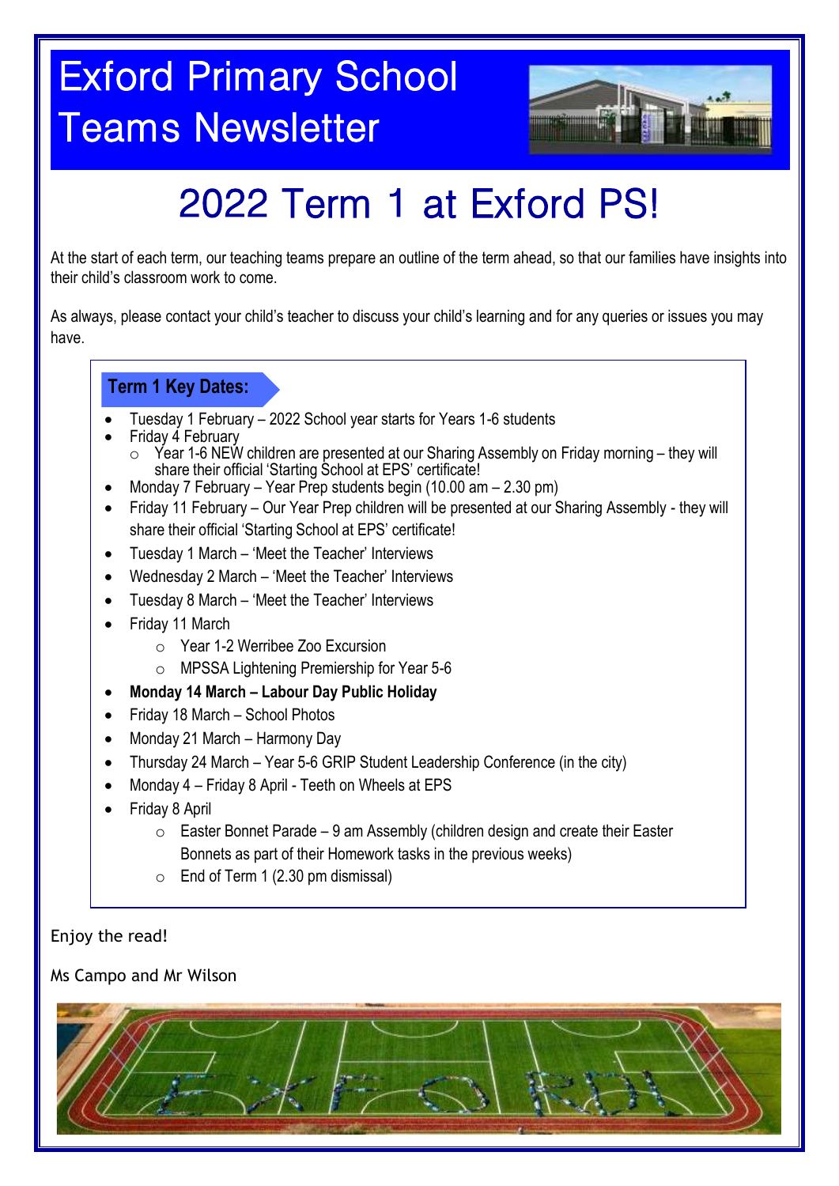# Exford Primary School Teams Newsletter

# 2022 Term 1 at Exford PS!

At the start of each term, our teaching teams prepare an outline of the term ahead, so that our families have insights into their child's classroom work to come.

As always, please contact your child's teacher to discuss your child's learning and for any queries or issues you may have.

## Term 1 Key Dates:

- Tuesday 1 February – 2022 School year starts for Years 1-6 students
- Friday 4 February
  - Year 1-6 NEW children are presented at our Sharing Assembly on Friday morning – they will share their official 'Starting School at EPS' certificate!
- Monday 7 February – Year Prep students begin (10.00 am – 2.30 pm)
- Friday 11 February – Our Year Prep children will be presented at our Sharing Assembly - they will share their official 'Starting School at EPS' certificate!
- Tuesday 1 March – 'Meet the Teacher' Interviews
- Wednesday 2 March – 'Meet the Teacher' Interviews
- Tuesday 8 March – 'Meet the Teacher' Interviews
- Friday 11 March
  - Year 1-2 Werribee Zoo Excursion
  - MPSSA Lightening Premiership for Year 5-6
- **Monday 14 March – Labour Day Public Holiday**
- Friday 18 March – School Photos
- Monday 21 March – Harmony Day
- Thursday 24 March – Year 5-6 GRIP Student Leadership Conference (in the city)
- Monday 4 – Friday 8 April - Teeth on Wheels at EPS
- Friday 8 April
  - Easter Bonnet Parade – 9 am Assembly (children design and create their Easter Bonnets as part of their Homework tasks in the previous weeks)
  - End of Term 1 (2.30 pm dismissal)

Enjoy the read!

Ms Campo and Mr Wilson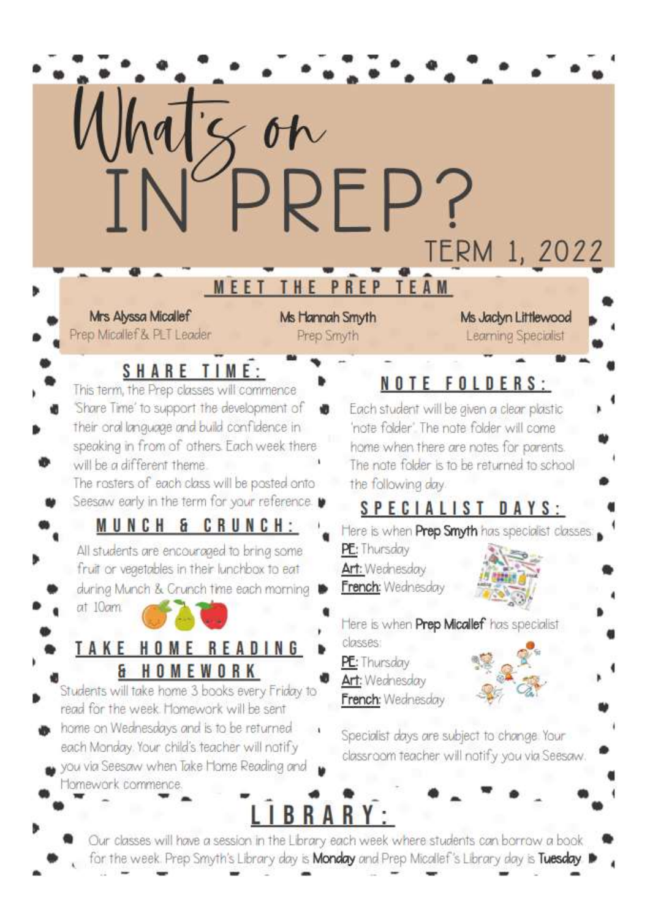# What's on IN PREP?

TERM 1, 2022

## MEET THE PREP TEAM

**Mrs Alyssa Micallef**
Prep Micallef & PLT Leader

**Ms Hannah Smyth**
Prep Smyth

**Ms Jaclyn Littlewood**
Learning Specialist

## SHARE TIME:

This term, the Prep classes will commence 'Share Time' to support the development of their oral language and build confidence in speaking in from of others. Each week there will be a different theme.

The rosters of each class will be posted onto Seesaw early in the term for your reference.

## MUNCH & CRUNCH:

All students are encouraged to bring some fruit or vegetables in their lunchbox to eat during Munch & Crunch time each morning at 10am.

## TAKE HOME READING & HOMEWORK

Students will take home 3 books every Friday to read for the week. Homework will be sent home on Wednesdays and is to be returned each Monday. Your child's teacher will notify you via Seesaw when Take Home Reading and Homework commence.

## NOTE FOLDERS:

Each student will be given a clear plastic 'note folder'. The note folder will come home when there are notes for parents. The note folder is to be returned to school the following day.

## SPECIALIST DAYS:

Here is when **Prep Smyth** has specialist classes:

**PE:** Thursday
**Art:** Wednesday
**French:** Wednesday

Here is when **Prep Micallef** has specialist classes:

**PE:** Thursday
**Art:** Wednesday
**French:** Wednesday

Specialist days are subject to change. Your classroom teacher will notify you via Seesaw.

## LIBRARY:

Our classes will have a session in the Library each week where students can borrow a book for the week. Prep Smyth's Library day is **Monday** and Prep Micallef's Library day is **Tuesday**.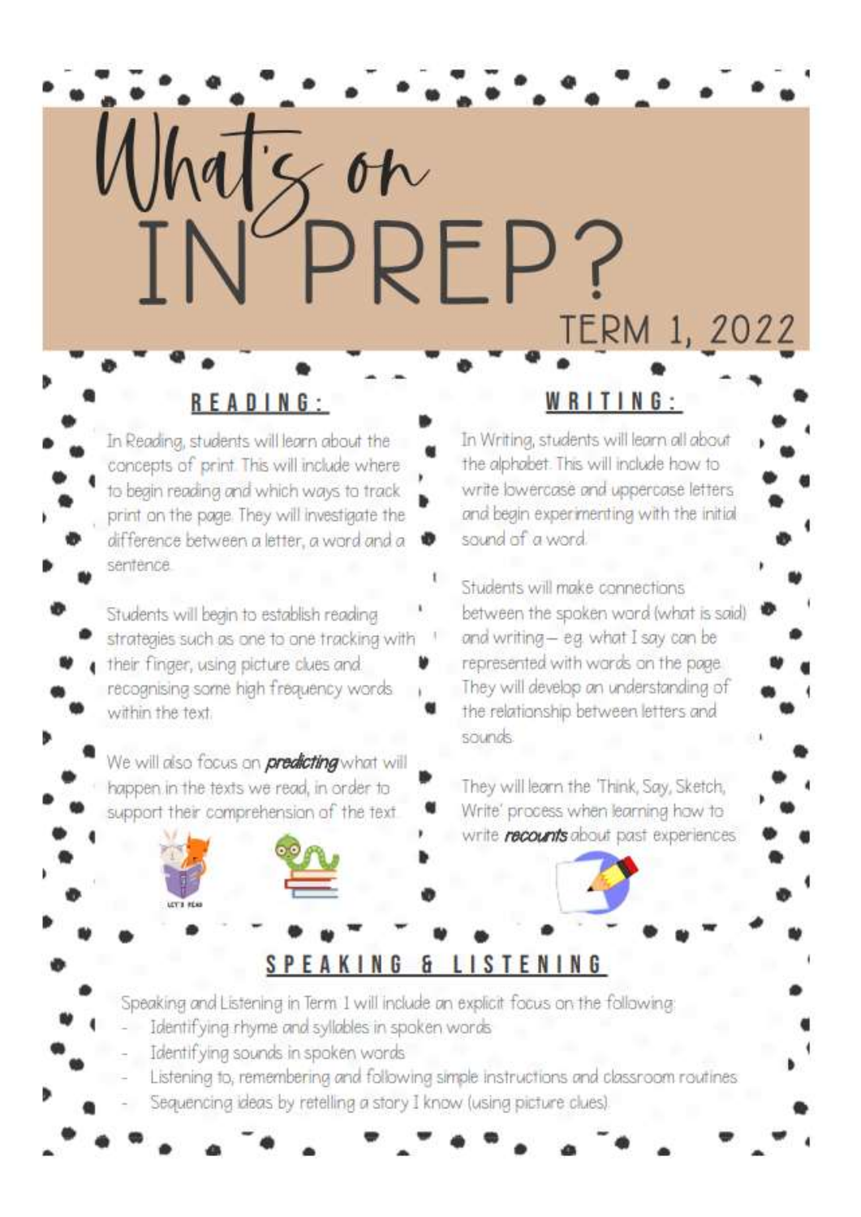# What's on IN PREP?

TERM 1, 2022

## READING:

In Reading, students will learn about the concepts of print. This will include where to begin reading and which ways to track print on the page. They will investigate the difference between a letter, a word and a sentence.

Students will begin to establish reading strategies such as one to one tracking with their finger, using picture clues and recognising some high frequency words within the text.

We will also focus on ***predicting*** what will happen in the texts we read, in order to support their comprehension of the text.

## WRITING:

In Writing, students will learn all about the alphabet. This will include how to write lowercase and uppercase letters and begin experimenting with the initial sound of a word.

Students will make connections between the spoken word (what is said) and writing – eg. what I say can be represented with words on the page. They will develop an understanding of the relationship between letters and sounds.

They will learn the 'Think, Say, Sketch, Write' process when learning how to write ***recounts*** about past experiences.

## SPEAKING & LISTENING

Speaking and Listening in Term 1 will include an explicit focus on the following:

- Identifying rhyme and syllables in spoken words
- Identifying sounds in spoken words
- Listening to, remembering and following simple instructions and classroom routines
- Sequencing ideas by retelling a story I know (using picture clues)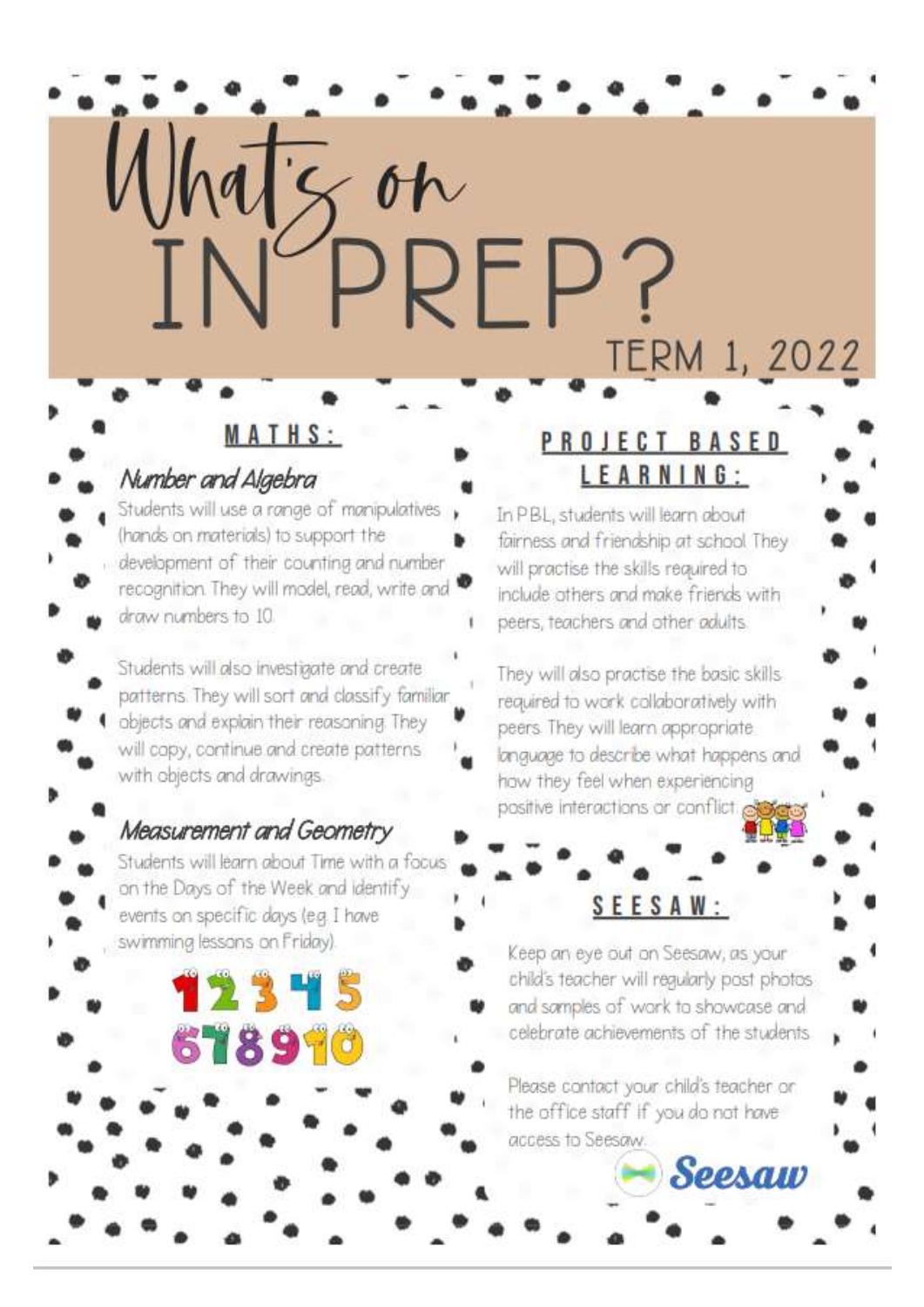# What's on IN PREP?

TERM 1, 2022

## MATHS:

### *Number and Algebra*

Students will use a range of manipulatives (hands on materials) to support the development of their counting and number recognition. They will model, read, write and draw numbers to 10.

Students will also investigate and create patterns. They will sort and classify familiar objects and explain their reasoning. They will copy, continue and create patterns with objects and drawings.

### *Measurement and Geometry*

Students will learn about Time with a focus on the Days of the Week and identify events on specific days (eg. I have swimming lessons on Friday).

## PROJECT BASED LEARNING:

In PBL, students will learn about fairness and friendship at school. They will practise the skills required to include others and make friends with peers, teachers and other adults.

They will also practise the basic skills required to work collaboratively with peers. They will learn appropriate language to describe what happens and how they feel when experiencing positive interactions or conflict.

## SEESAW:

Keep an eye out on Seesaw, as your child's teacher will regularly post photos and samples of work to showcase and celebrate achievements of the students.

Please contact your child's teacher or the office staff if you do not have access to Seesaw.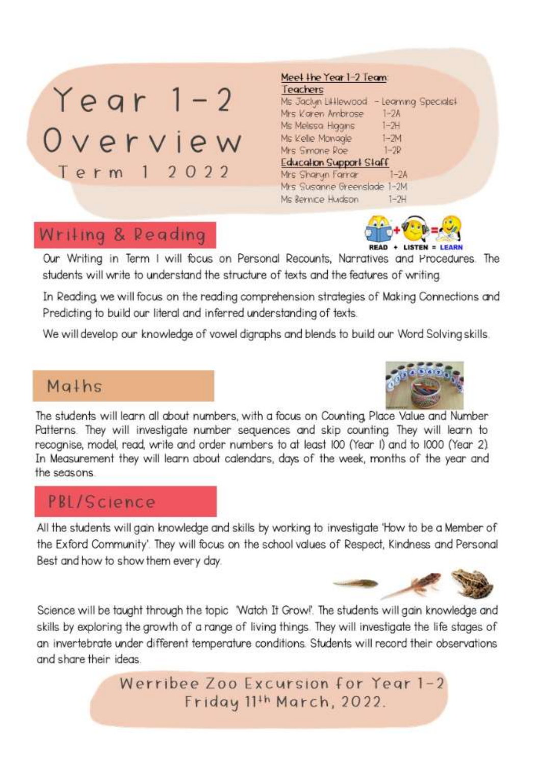# Year 1-2 Overview

## Term 1 2022

**Meet the Year 1-2 Team:**

**Teachers**

| Name | Role/Class |
| --- | --- |
| Ms Jaclyn Littlewood | Learning Specialist |
| Mrs Karen Ambrose | 1-2A |
| Ms Melissa Higgins | 1-2H |
| Ms Kelle Monagle | 1-2M |
| Mrs Simone Roe | 1-2R |

**Education Support Staff**

| Name | Class |
| --- | --- |
| Mrs Sharyn Farrar | 1-2A |
| Mrs Susanne Greenslade | 1-2M |
| Ms Bernice Hudson | 1-2H |

## Writing & Reading

READ + LISTEN = LEARN

Our Writing in Term 1 will focus on Personal Recounts, Narratives and Procedures. The students will write to understand the structure of texts and the features of writing.

In Reading we will focus on the reading comprehension strategies of Making Connections and Predicting to build our literal and inferred understanding of texts.

We will develop our knowledge of vowel digraphs and blends to build our Word Solving skills.

## Maths

The students will learn all about numbers, with a focus on Counting, Place Value and Number Patterns. They will investigate number sequences and skip counting. They will learn to recognise, model, read, write and order numbers to at least 100 (Year 1) and to 1000 (Year 2). In Measurement they will learn about calendars, days of the week, months of the year and the seasons.

## PBL/Science

All the students will gain knowledge and skills by working to investigate 'How to be a Member of the Exford Community'. They will focus on the school values of Respect, Kindness and Personal Best and how to show them every day.

Science will be taught through the topic 'Watch It Grow!'. The students will gain knowledge and skills by exploring the growth of a range of living things. They will investigate the life stages of an invertebrate under different temperature conditions. Students will record their observations and share their ideas.

**Werribee Zoo Excursion for Year 1-2**
**Friday 11th March, 2022.**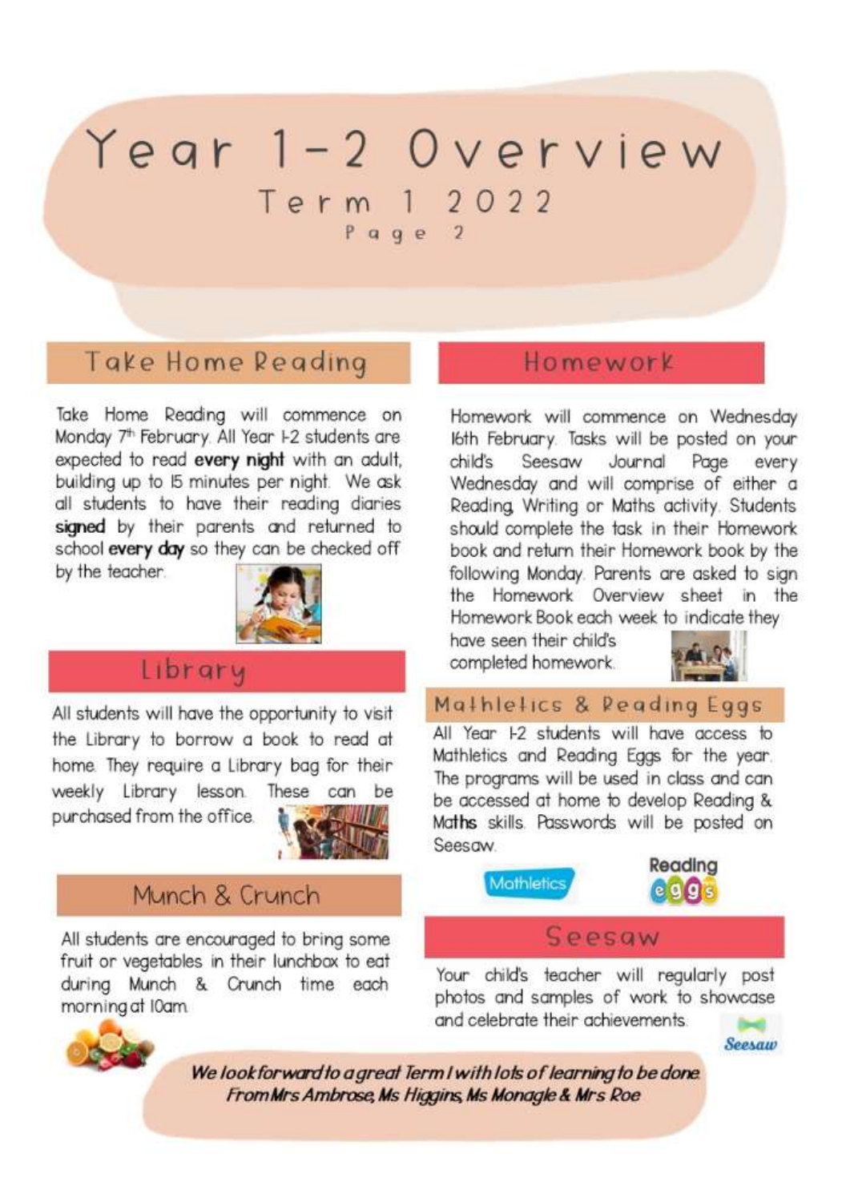# Year 1-2 Overview

## Term 1 2022

Page 2

## Take Home Reading

Take Home Reading will commence on Monday 7th February. All Year 1-2 students are expected to read **every night** with an adult, building up to 15 minutes per night. We ask all students to have their reading diaries **signed** by their parents and returned to school **every day** so they can be checked off by the teacher.

## Library

All students will have the opportunity to visit the Library to borrow a book to read at home. They require a Library bag for their weekly Library lesson. These can be purchased from the office.

## Munch & Crunch

All students are encouraged to bring some fruit or vegetables in their lunchbox to eat during Munch & Crunch time each morning at 10am.

## Homework

Homework will commence on Wednesday 16th February. Tasks will be posted on your child's Seesaw Journal Page every Wednesday and will comprise of either a Reading, Writing or Maths activity. Students should complete the task in their Homework book and return their Homework book by the following Monday. Parents are asked to sign the Homework Overview sheet in the Homework Book each week to indicate they have seen their child's completed homework.

## Mathletics & Reading Eggs

All Year 1-2 students will have access to Mathletics and Reading Eggs for the year. The programs will be used in class and can be accessed at home to develop Reading & Maths skills. Passwords will be posted on Seesaw.

## Seesaw

Your child's teacher will regularly post photos and samples of work to showcase and celebrate their achievements.

*We look forward to a great Term 1 with lots of learning to be done.*
*From Mrs Ambrose, Ms Higgins, Ms Monagle & Mrs Roe*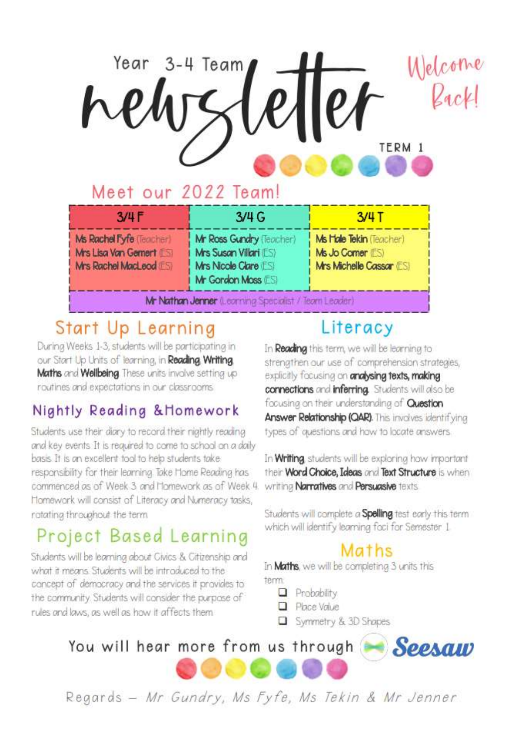Year 3-4 Team

# newsletter

Welcome Back!

TERM 1

## Meet our 2022 Team!

| 3/4 F | 3/4 G | 3/4 T |
|---|---|---|
| **Ms Rachel Fyfe** (Teacher) | **Mr Ross Gundry** (Teacher) | **Ms Hale Tekin** (Teacher) |
| **Mrs Lisa Van Gemert** (ES) | **Mrs Susan Villari** (ES) | **Ms Jo Comer** (ES) |
| **Mrs Rachel MacLeod** (ES) | **Mrs Nicole Clare** (ES) | **Mrs Michelle Cassar** (ES) |
| | **Mr Gordon Moss** (ES) | |
| **Mr Nathan Jenner** (Learning Specialist / Team Leader) | | |

## Start Up Learning

During Weeks 1-3, students will be participating in our Start Up Units of learning, in **Reading**, **Writing**, **Maths** and **Wellbeing**. These units involve setting up routines and expectations in our classrooms.

## Nightly Reading & Homework

Students use their diary to record their nightly reading and key events. It is required to come to school on a daily basis. It is an excellent tool to help students take responsibility for their learning. Take Home Reading has commenced as of Week 3 and Homework as of Week 4. Homework will consist of Literacy and Numeracy tasks, rotating throughout the term.

## Project Based Learning

Students will be learning about Civics & Citizenship and what it means. Students will be introduced to the concept of democracy and the services it provides to the community. Students will consider the purpose of rules and laws, as well as how it affects them.

## Literacy

In **Reading** this term, we will be learning to strengthen our use of comprehension strategies, explicitly focusing on **analysing texts, making connections** and **inferring**. Students will also be focusing on their understanding of **Question Answer Relationship (QAR)**. This involves identifying types of questions and how to locate answers.

In **Writing**, students will be exploring how important their **Word Choice, Ideas** and **Text Structure** is when writing **Narratives** and **Persuasive** texts.

Students will complete a **Spelling** test early this term which will identify learning foci for Semester 1.

## Maths

In **Maths**, we will be completing 3 units this term.

- [ ] Probability
- [ ] Place Value
- [ ] Symmetry & 3D Shapes

You will hear more from us through **Seesaw**

Regards – *Mr Gundry, Ms Fyfe, Ms Tekin & Mr Jenner*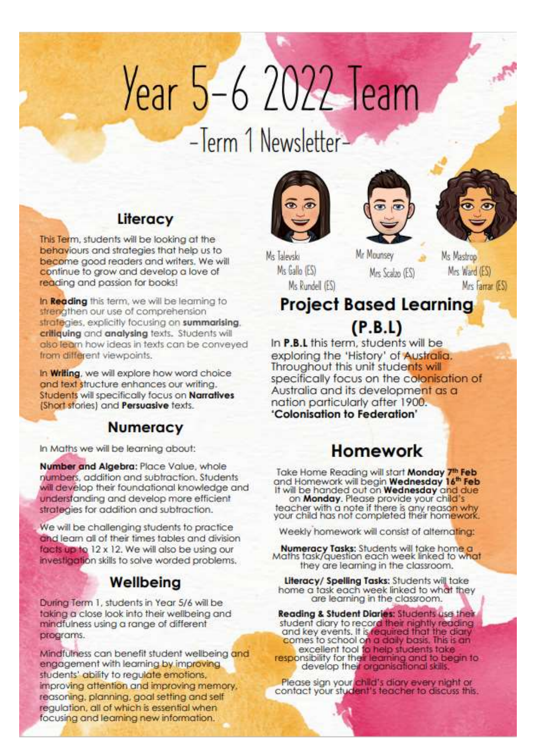# Year 5-6 2022 Team

## -Term 1 Newsletter-

Ms Talevski
Ms Gallo (ES)
Ms Rundell (ES)

Mr Mounsey
Mrs Scalzo (ES)

Ms Mastrop
Mrs Ward (ES)
Mrs Farrar (ES)

## Literacy

This Term, students will be looking at the behaviours and strategies that help us to become good readers and writers. We will continue to grow and develop a love of reading and passion for books!

In **Reading** this term, we will be learning to strengthen our use of comprehension strategies, explicitly focusing on **summarising**, **critiquing** and **analysing** texts. Students will also learn how ideas in texts can be conveyed from different viewpoints.

In **Writing**, we will explore how word choice and text structure enhances our writing. Students will specifically focus on **Narratives** (Short stories) and **Persuasive** texts.

## Numeracy

In Maths we will be learning about:

**Number and Algebra:** Place Value, whole numbers, addition and subtraction. Students will develop their foundational knowledge and understanding and develop more efficient strategies for addition and subtraction.

We will be challenging students to practice and learn all of their times tables and division facts up to 12 x 12. We will also be using our investigation skills to solve worded problems.

## Wellbeing

During Term 1, students in Year 5/6 will be taking a close look into their wellbeing and mindfulness using a range of different programs.

Mindfulness can benefit student wellbeing and engagement with learning by improving students' ability to regulate emotions, improving attention and improving memory, reasoning, planning, goal setting and self regulation, all of which is essential when focusing and learning new information.

## Project Based Learning (P.B.L)

In **P.B.L** this term, students will be exploring the 'History' of Australia. Throughout this unit students will specifically focus on the colonisation of Australia and its development as a nation particularly after 1900.
**'Colonisation to Federation'**

## Homework

Take Home Reading will start **Monday 7th Feb** and Homework will begin **Wednesday 16th Feb**. It will be handed out on **Wednesday** and due on **Monday**. Please provide your child's teacher with a note if there is any reason why your child has not completed their homework.

Weekly homework will consist of alternating:

**Numeracy Tasks:** Students will take home a Maths task/question each week linked to what they are learning in the classroom.

**Literacy/ Spelling Tasks:** Students will take home a task each week linked to what they are learning in the classroom.

**Reading & Student Diaries:** Students use their student diary to record their nightly reading and key events. It is required that the diary comes to school on a daily basis. This is an excellent tool to help students take responsibility for their learning and to begin to develop their organisational skills.

Please sign your child's diary every night or contact your student's teacher to discuss this.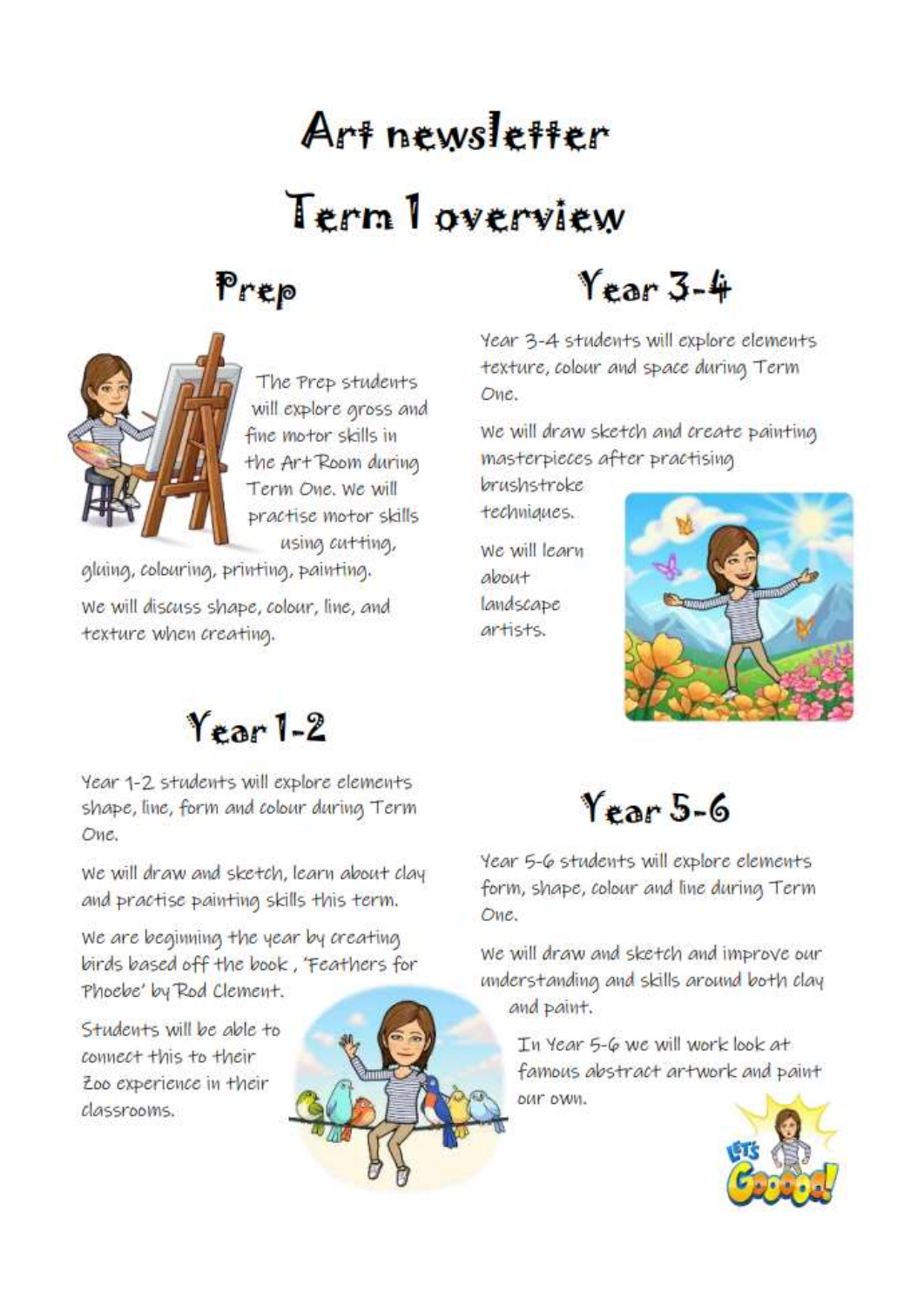# Art newsletter

# Term 1 overview

## Prep

The Prep students will explore gross and fine motor skills in the Art Room during Term One. We will practise motor skills using cutting, gluing, colouring, printing, painting.

We will discuss shape, colour, line, and texture when creating.

## Year 1-2

Year 1-2 students will explore elements shape, line, form and colour during Term One.

We will draw and sketch, learn about clay and practise painting skills this term.

We are beginning the year by creating birds based off the book , 'Feathers for Phoebe' by Rod Clement.

Students will be able to connect this to their Zoo experience in their classrooms.

## Year 3-4

Year 3-4 students will explore elements texture, colour and space during Term One.

We will draw sketch and create painting masterpieces after practising brushstroke techniques.

We will learn about landscape artists.

## Year 5-6

Year 5-6 students will explore elements form, shape, colour and line during Term One.

We will draw and sketch and improve our understanding and skills around both clay and paint.

In Year 5-6 we will work look at famous abstract artwork and paint our own.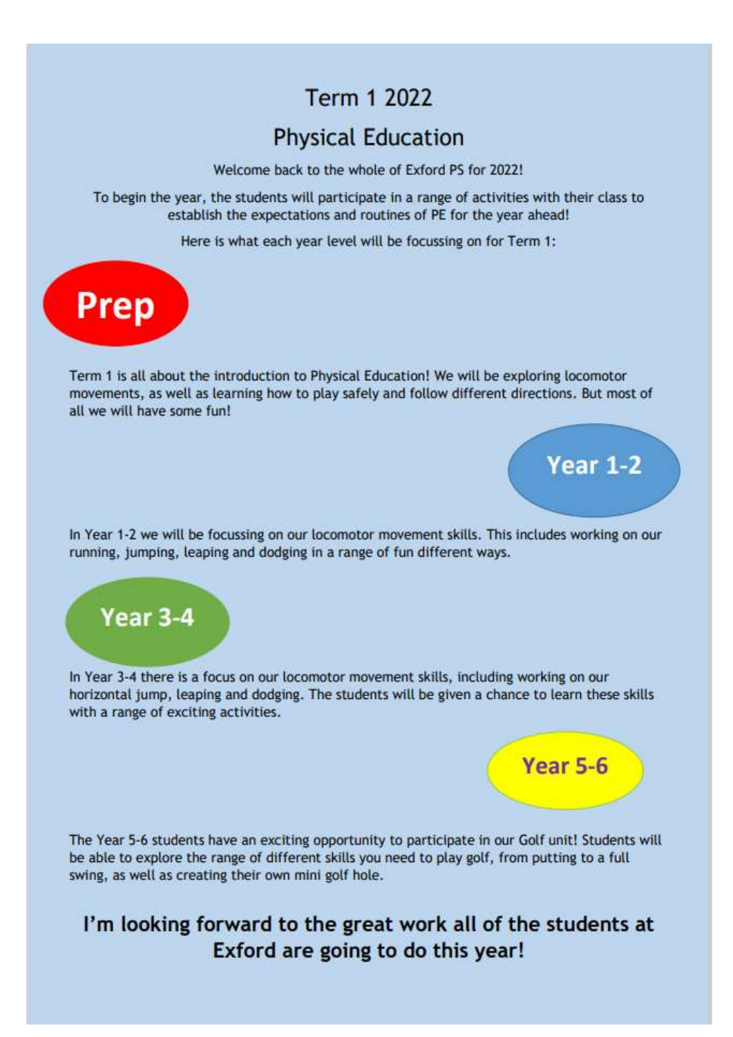# Term 1 2022

# Physical Education

Welcome back to the whole of Exford PS for 2022!

To begin the year, the students will participate in a range of activities with their class to establish the expectations and routines of PE for the year ahead!

Here is what each year level will be focussing on for Term 1:

## Prep

Term 1 is all about the introduction to Physical Education! We will be exploring locomotor movements, as well as learning how to play safely and follow different directions. But most of all we will have some fun!

## Year 1-2

In Year 1-2 we will be focussing on our locomotor movement skills. This includes working on our running, jumping, leaping and dodging in a range of fun different ways.

## Year 3-4

In Year 3-4 there is a focus on our locomotor movement skills, including working on our horizontal jump, leaping and dodging. The students will be given a chance to learn these skills with a range of exciting activities.

## Year 5-6

The Year 5-6 students have an exciting opportunity to participate in our Golf unit! Students will be able to explore the range of different skills you need to play golf, from putting to a full swing, as well as creating their own mini golf hole.

**I'm looking forward to the great work all of the students at Exford are going to do this year!**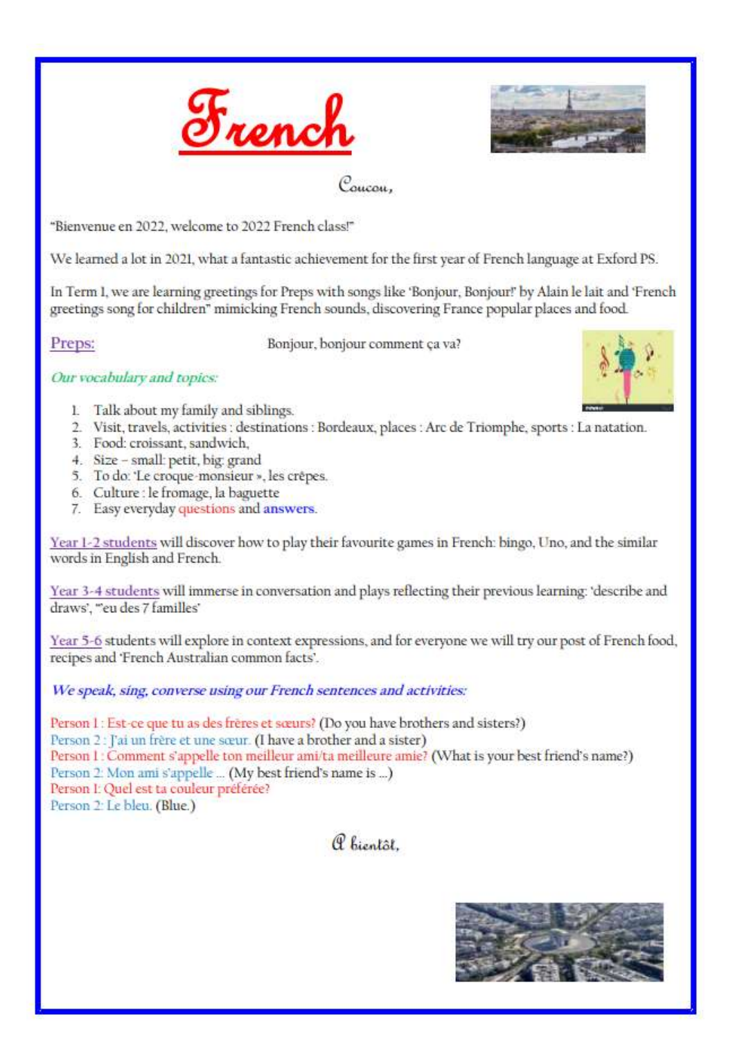# French

Coucou,

"Bienvenue en 2022, welcome to 2022 French class!"

We learned a lot in 2021, what a fantastic achievement for the first year of French language at Exford PS.

In Term 1, we are learning greetings for Preps with songs like 'Bonjour, Bonjour!' by Alain le lait and 'French greetings song for children" mimicking French sounds, discovering France popular places and food.

Preps: Bonjour, bonjour comment ça va?

*Our vocabulary and topics:*

1. Talk about my family and siblings.
2. Visit, travels, activities : destinations : Bordeaux, places : Arc de Triomphe, sports : La natation.
3. Food: croissant, sandwich,
4. Size – small: petit, big: grand
5. To do: 'Le croque-monsieur », les crêpes.
6. Culture : le fromage, la baguette
7. Easy everyday questions and **answers**.

Year 1-2 students will discover how to play their favourite games in French: bingo, Uno, and the similar words in English and French.

Year 3-4 students will immerse in conversation and plays reflecting their previous learning: 'describe and draws', "'eu des 7 familles'

Year 5-6 students will explore in context expressions, and for everyone we will try our post of French food, recipes and 'French Australian common facts'.

*We speak, sing, converse using our French sentences and activities:*

Person 1 : Est-ce que tu as des frères et sœurs? (Do you have brothers and sisters?)
Person 2 : J'ai un frère et une sœur. (I have a brother and a sister)
Person 1 : Comment s'appelle ton meilleur ami/ta meilleure amie? (What is your best friend's name?)
Person 2: Mon ami s'appelle ... (My best friend's name is ...)
Person 1: Quel est ta couleur préférée?
Person 2: Le bleu. (Blue.)

A bientôt,